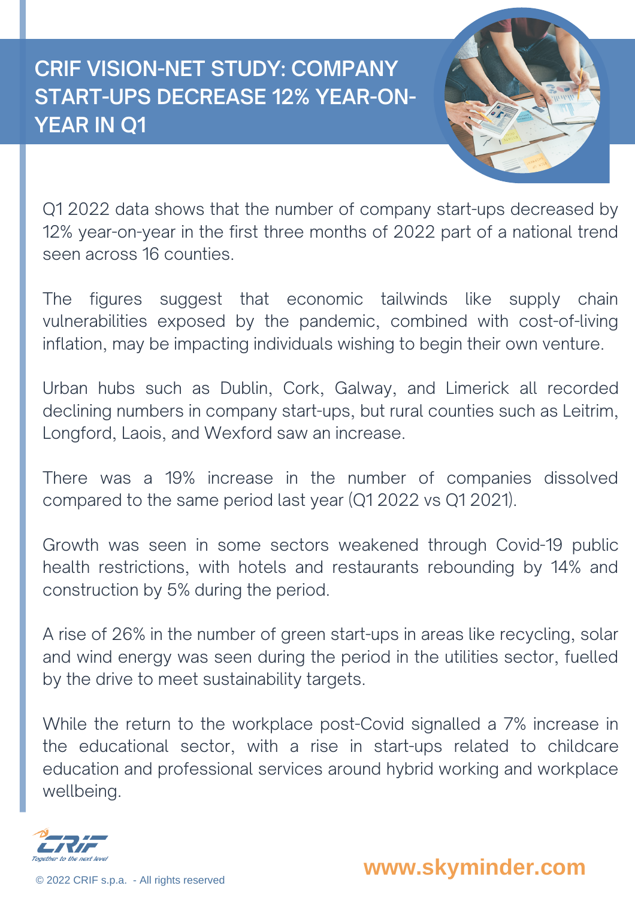# CRIF VISION-NET STUDY: COMPANY START-UPS DECREASE 12% YEAR-ON-YEAR IN Q1

Q1 2022 data shows that the number of company start-ups decreased by 12% year-on-year in the first three months of 2022 part of a national trend seen across 16 counties.

The figures suggest that economic tailwinds like supply chain vulnerabilities exposed by the pandemic, combined with cost-of-living inflation, may be impacting individuals wishing to begin their own venture.

Urban hubs such as Dublin, Cork, Galway, and Limerick all recorded declining numbers in company start-ups, but rural counties such as Leitrim, Longford, Laois, and Wexford saw an increase.

There was a 19% increase in the number of companies dissolved compared to the same period last year (Q1 2022 vs Q1 2021).

Growth was seen in some sectors weakened through Covid-19 public health restrictions, with hotels and restaurants rebounding by 14% and construction by 5% during the period.

A rise of 26% in the number of green start-ups in areas like recycling, solar and wind energy was seen during the period in the utilities sector, fuelled by the drive to meet sustainability targets.

While the return to the workplace post-Covid signalled a 7% increase in the educational sector, with a rise in start-ups related to childcare education and professional services around hybrid working and workplace wellbeing.

CRIF *Together to the next level*

© 2022 CRIF s.p.a. - All rights reserved

**www.skyminder.com**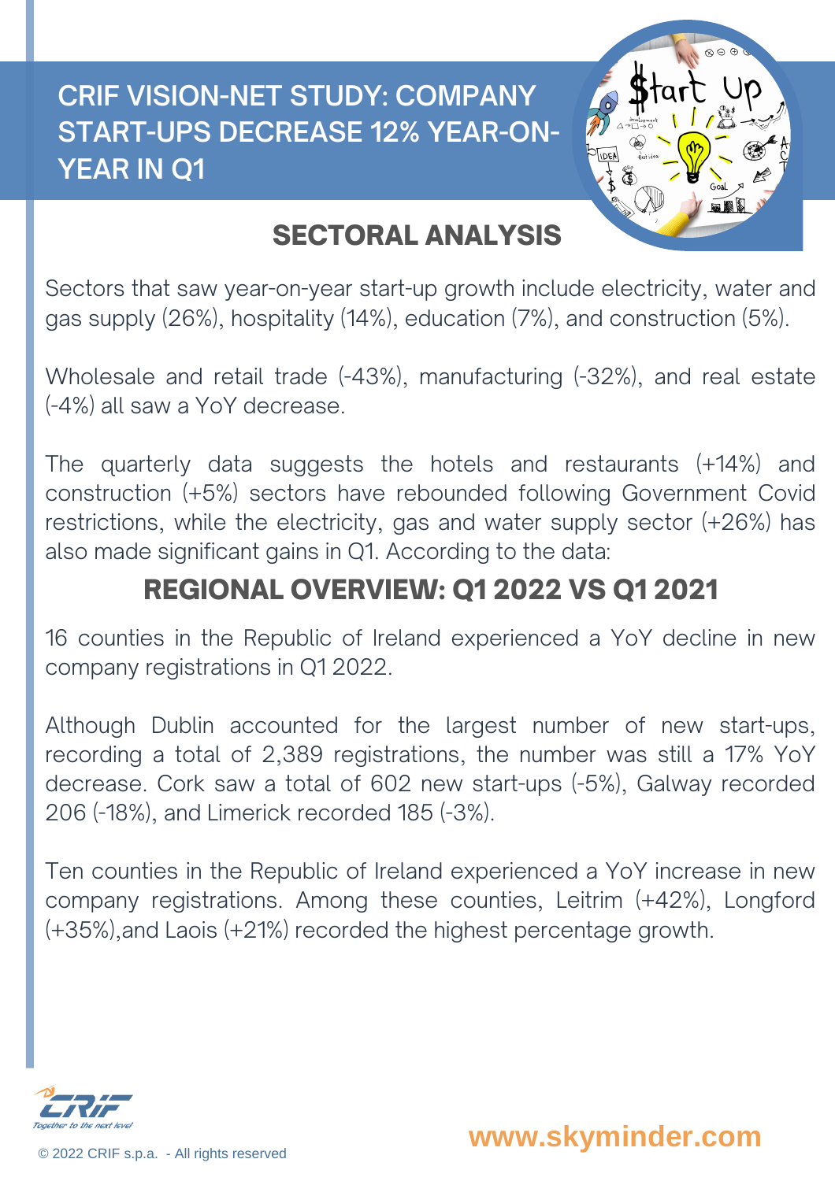# CRIF VISION-NET STUDY: COMPANY START-UPS DECREASE 12% YEAR-ON-YEAR IN Q1

## SECTORAL ANALYSIS

Sectors that saw year-on-year start-up growth include electricity, water and gas supply (26%), hospitality (14%), education (7%), and construction (5%).

Wholesale and retail trade (-43%), manufacturing (-32%), and real estate (-4%) all saw a YoY decrease.

The quarterly data suggests the hotels and restaurants (+14%) and construction (+5%) sectors have rebounded following Government Covid restrictions, while the electricity, gas and water supply sector (+26%) has also made significant gains in Q1. According to the data:

## REGIONAL OVERVIEW: Q1 2022 VS Q1 2021

16 counties in the Republic of Ireland experienced a YoY decline in new company registrations in Q1 2022.

Although Dublin accounted for the largest number of new start-ups, recording a total of 2,389 registrations, the number was still a 17% YoY decrease. Cork saw a total of 602 new start-ups (-5%), Galway recorded 206 (-18%), and Limerick recorded 185 (-3%).

Ten counties in the Republic of Ireland experienced a YoY increase in new company registrations. Among these counties, Leitrim (+42%), Longford (+35%),and Laois (+21%) recorded the highest percentage growth.

CRIF
*Together to the next level*

© 2022 CRIF s.p.a. - All rights reserved

www.skyminder.com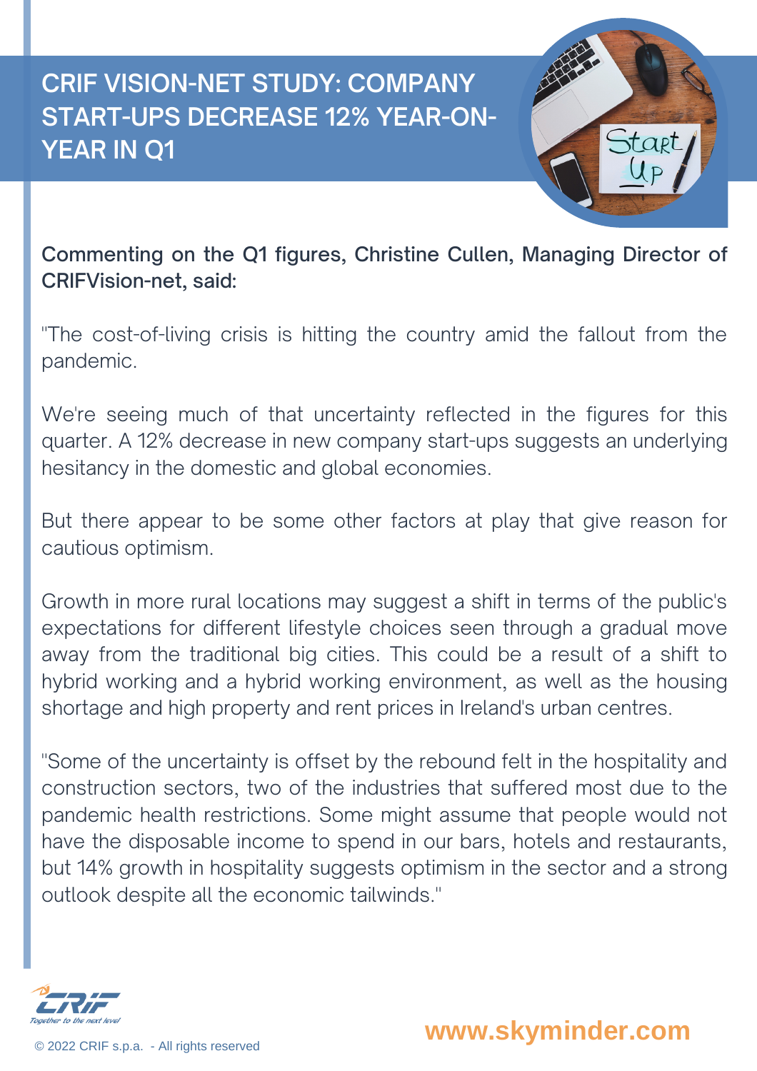# CRIF VISION-NET STUDY: COMPANY START-UPS DECREASE 12% YEAR-ON-YEAR IN Q1

**Commenting on the Q1 figures, Christine Cullen, Managing Director of CRIFVision-net, said:**

"The cost-of-living crisis is hitting the country amid the fallout from the pandemic.

We're seeing much of that uncertainty reflected in the figures for this quarter. A 12% decrease in new company start-ups suggests an underlying hesitancy in the domestic and global economies.

But there appear to be some other factors at play that give reason for cautious optimism.

Growth in more rural locations may suggest a shift in terms of the public's expectations for different lifestyle choices seen through a gradual move away from the traditional big cities. This could be a result of a shift to hybrid working and a hybrid working environment, as well as the housing shortage and high property and rent prices in Ireland's urban centres.

"Some of the uncertainty is offset by the rebound felt in the hospitality and construction sectors, two of the industries that suffered most due to the pandemic health restrictions. Some might assume that people would not have the disposable income to spend in our bars, hotels and restaurants, but 14% growth in hospitality suggests optimism in the sector and a strong outlook despite all the economic tailwinds."

CRIF
Together to the next level

© 2022 CRIF s.p.a. - All rights reserved

www.skyminder.com